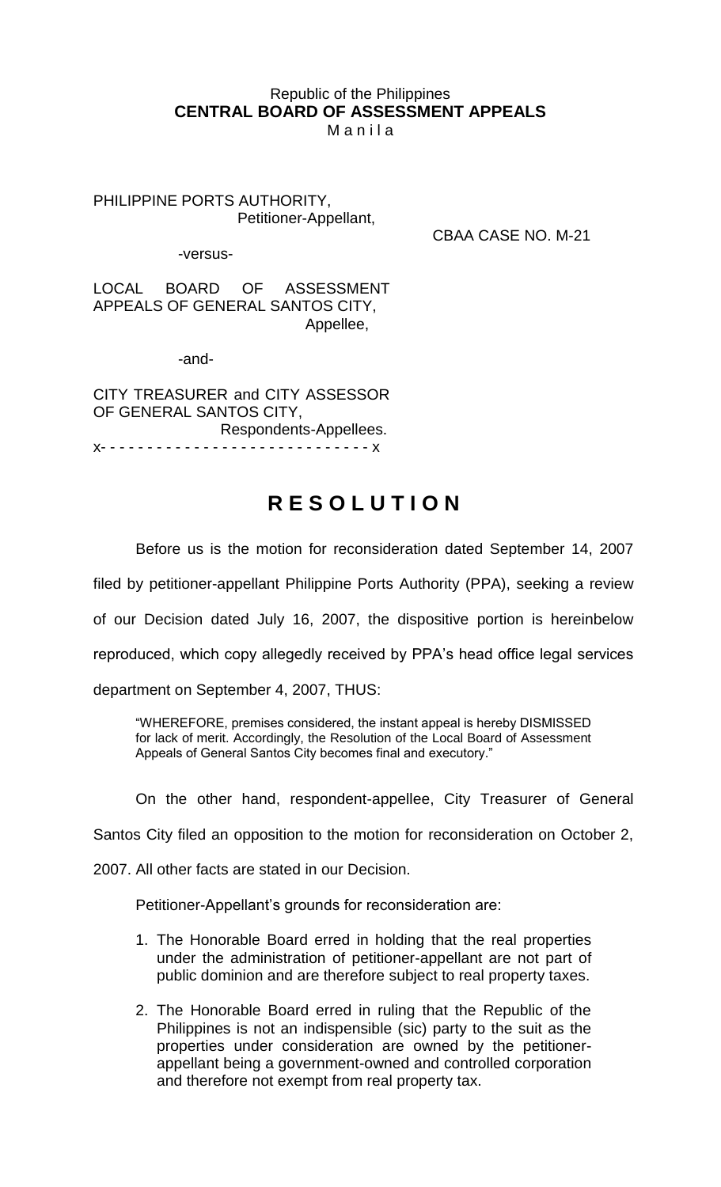Republic of the Philippines
**CENTRAL BOARD OF ASSESSMENT APPEALS**
M a n i l a

PHILIPPINE PORTS AUTHORITY,
Petitioner-Appellant,

CBAA CASE NO. M-21

-versus-

LOCAL BOARD OF ASSESSMENT APPEALS OF GENERAL SANTOS CITY,
Appellee,

-and-

CITY TREASURER and CITY ASSESSOR OF GENERAL SANTOS CITY,
Respondents-Appellees.
x- - - - - - - - - - - - - - - - - - - - - - - - - - - - x

# R E S O L U T I O N

Before us is the motion for reconsideration dated September 14, 2007 filed by petitioner-appellant Philippine Ports Authority (PPA), seeking a review of our Decision dated July 16, 2007, the dispositive portion is hereinbelow reproduced, which copy allegedly received by PPA's head office legal services department on September 4, 2007, THUS:

> "WHEREFORE, premises considered, the instant appeal is hereby DISMISSED for lack of merit. Accordingly, the Resolution of the Local Board of Assessment Appeals of General Santos City becomes final and executory."

On the other hand, respondent-appellee, City Treasurer of General Santos City filed an opposition to the motion for reconsideration on October 2, 2007. All other facts are stated in our Decision.

Petitioner-Appellant's grounds for reconsideration are:

1. The Honorable Board erred in holding that the real properties under the administration of petitioner-appellant are not part of public dominion and are therefore subject to real property taxes.
2. The Honorable Board erred in ruling that the Republic of the Philippines is not an indispensible (sic) party to the suit as the properties under consideration are owned by the petitioner-appellant being a government-owned and controlled corporation and therefore not exempt from real property tax.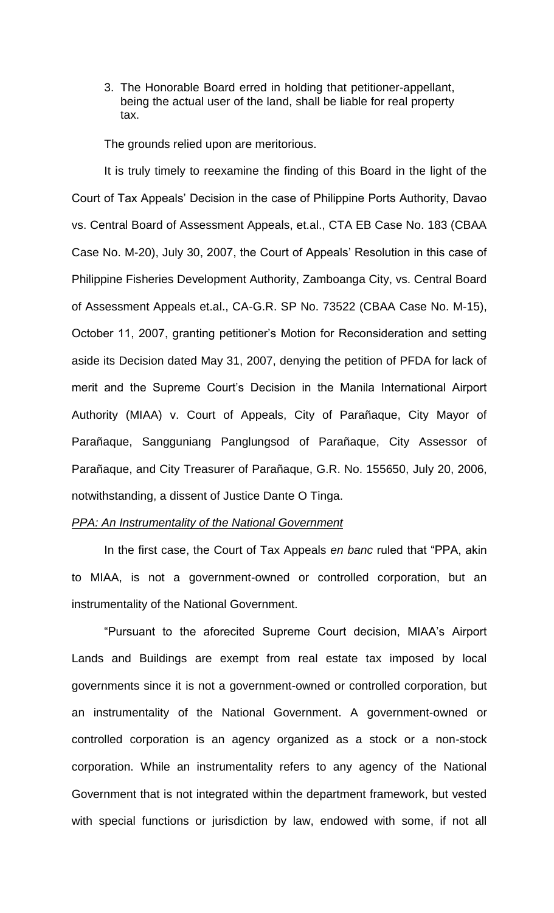3. The Honorable Board erred in holding that petitioner-appellant, being the actual user of the land, shall be liable for real property tax.

The grounds relied upon are meritorious.

It is truly timely to reexamine the finding of this Board in the light of the Court of Tax Appeals' Decision in the case of Philippine Ports Authority, Davao vs. Central Board of Assessment Appeals, et.al., CTA EB Case No. 183 (CBAA Case No. M-20), July 30, 2007, the Court of Appeals' Resolution in this case of Philippine Fisheries Development Authority, Zamboanga City, vs. Central Board of Assessment Appeals et.al., CA-G.R. SP No. 73522 (CBAA Case No. M-15), October 11, 2007, granting petitioner's Motion for Reconsideration and setting aside its Decision dated May 31, 2007, denying the petition of PFDA for lack of merit and the Supreme Court's Decision in the Manila International Airport Authority (MIAA) v. Court of Appeals, City of Parañaque, City Mayor of Parañaque, Sangguniang Panglungsod of Parañaque, City Assessor of Parañaque, and City Treasurer of Parañaque, G.R. No. 155650, July 20, 2006, notwithstanding, a dissent of Justice Dante O Tinga.

*PPA: An Instrumentality of the National Government*

In the first case, the Court of Tax Appeals *en banc* ruled that "PPA, akin to MIAA, is not a government-owned or controlled corporation, but an instrumentality of the National Government.

"Pursuant to the aforecited Supreme Court decision, MIAA's Airport Lands and Buildings are exempt from real estate tax imposed by local governments since it is not a government-owned or controlled corporation, but an instrumentality of the National Government. A government-owned or controlled corporation is an agency organized as a stock or a non-stock corporation. While an instrumentality refers to any agency of the National Government that is not integrated within the department framework, but vested with special functions or jurisdiction by law, endowed with some, if not all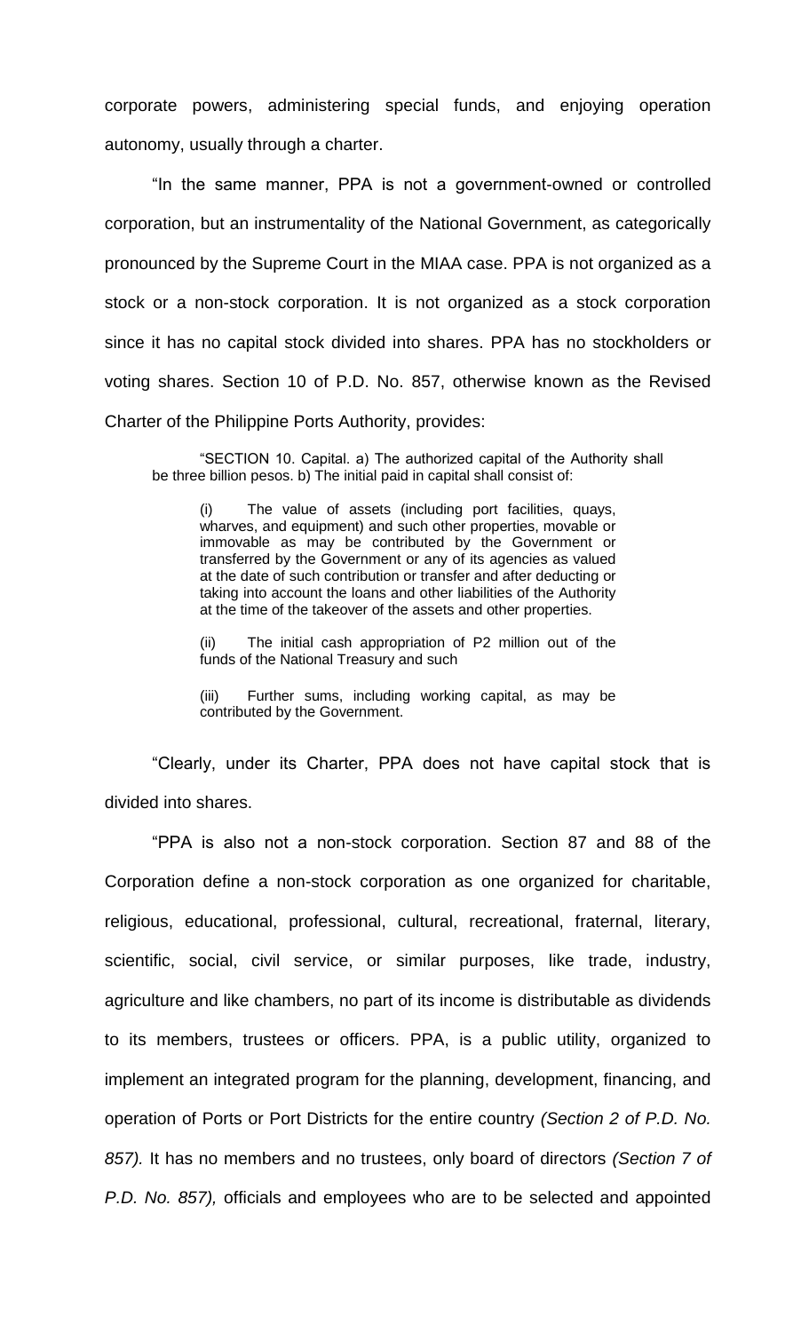corporate powers, administering special funds, and enjoying operation autonomy, usually through a charter.

"In the same manner, PPA is not a government-owned or controlled corporation, but an instrumentality of the National Government, as categorically pronounced by the Supreme Court in the MIAA case. PPA is not organized as a stock or a non-stock corporation. It is not organized as a stock corporation since it has no capital stock divided into shares. PPA has no stockholders or voting shares. Section 10 of P.D. No. 857, otherwise known as the Revised Charter of the Philippine Ports Authority, provides:

> "SECTION 10. Capital. a) The authorized capital of the Authority shall be three billion pesos. b) The initial paid in capital shall consist of:
>
> > (i) The value of assets (including port facilities, quays, wharves, and equipment) and such other properties, movable or immovable as may be contributed by the Government or transferred by the Government or any of its agencies as valued at the date of such contribution or transfer and after deducting or taking into account the loans and other liabilities of the Authority at the time of the takeover of the assets and other properties.
> >
> > (ii) The initial cash appropriation of P2 million out of the funds of the National Treasury and such
> >
> > (iii) Further sums, including working capital, as may be contributed by the Government.

"Clearly, under its Charter, PPA does not have capital stock that is divided into shares.

"PPA is also not a non-stock corporation. Section 87 and 88 of the Corporation define a non-stock corporation as one organized for charitable, religious, educational, professional, cultural, recreational, fraternal, literary, scientific, social, civil service, or similar purposes, like trade, industry, agriculture and like chambers, no part of its income is distributable as dividends to its members, trustees or officers. PPA, is a public utility, organized to implement an integrated program for the planning, development, financing, and operation of Ports or Port Districts for the entire country *(Section 2 of P.D. No. 857).* It has no members and no trustees, only board of directors *(Section 7 of P.D. No. 857),* officials and employees who are to be selected and appointed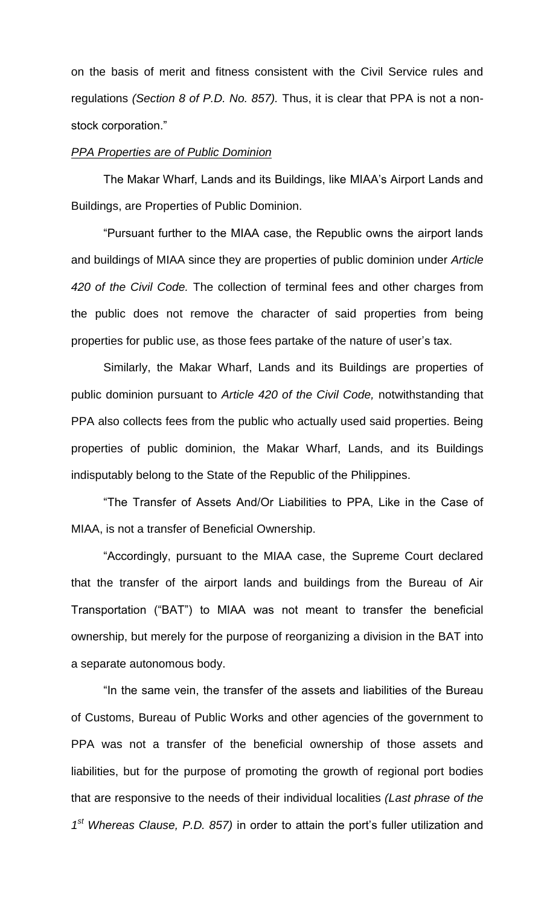on the basis of merit and fitness consistent with the Civil Service rules and regulations *(Section 8 of P.D. No. 857).* Thus, it is clear that PPA is not a non-stock corporation."

*PPA Properties are of Public Dominion*

The Makar Wharf, Lands and its Buildings, like MIAA's Airport Lands and Buildings, are Properties of Public Dominion.

"Pursuant further to the MIAA case, the Republic owns the airport lands and buildings of MIAA since they are properties of public dominion under *Article 420 of the Civil Code.* The collection of terminal fees and other charges from the public does not remove the character of said properties from being properties for public use, as those fees partake of the nature of user's tax.

Similarly, the Makar Wharf, Lands and its Buildings are properties of public dominion pursuant to *Article 420 of the Civil Code,* notwithstanding that PPA also collects fees from the public who actually used said properties. Being properties of public dominion, the Makar Wharf, Lands, and its Buildings indisputably belong to the State of the Republic of the Philippines.

"The Transfer of Assets And/Or Liabilities to PPA, Like in the Case of MIAA, is not a transfer of Beneficial Ownership.

"Accordingly, pursuant to the MIAA case, the Supreme Court declared that the transfer of the airport lands and buildings from the Bureau of Air Transportation ("BAT") to MIAA was not meant to transfer the beneficial ownership, but merely for the purpose of reorganizing a division in the BAT into a separate autonomous body.

"In the same vein, the transfer of the assets and liabilities of the Bureau of Customs, Bureau of Public Works and other agencies of the government to PPA was not a transfer of the beneficial ownership of those assets and liabilities, but for the purpose of promoting the growth of regional port bodies that are responsive to the needs of their individual localities *(Last phrase of the 1st Whereas Clause, P.D. 857)* in order to attain the port's fuller utilization and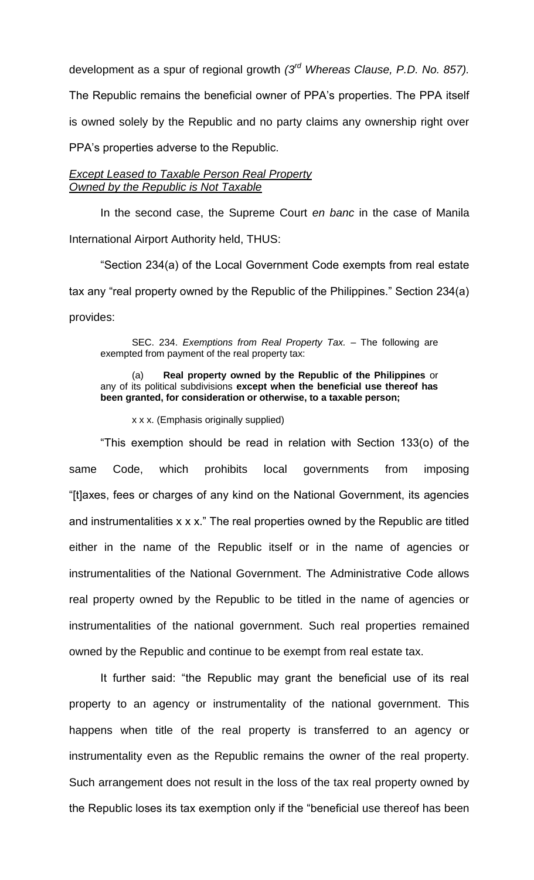development as a spur of regional growth *(3rd Whereas Clause, P.D. No. 857).* The Republic remains the beneficial owner of PPA's properties. The PPA itself is owned solely by the Republic and no party claims any ownership right over PPA's properties adverse to the Republic.

*Except Leased to Taxable Person Real Property Owned by the Republic is Not Taxable*

In the second case, the Supreme Court *en banc* in the case of Manila International Airport Authority held, THUS:

"Section 234(a) of the Local Government Code exempts from real estate tax any "real property owned by the Republic of the Philippines." Section 234(a) provides:

> SEC. 234. *Exemptions from Real Property Tax.* – The following are exempted from payment of the real property tax:
>
> (a) **Real property owned by the Republic of the Philippines** or any of its political subdivisions **except when the beneficial use thereof has been granted, for consideration or otherwise, to a taxable person;**
>
> x x x. (Emphasis originally supplied)

"This exemption should be read in relation with Section 133(o) of the same Code, which prohibits local governments from imposing "[t]axes, fees or charges of any kind on the National Government, its agencies and instrumentalities x x x." The real properties owned by the Republic are titled either in the name of the Republic itself or in the name of agencies or instrumentalities of the National Government. The Administrative Code allows real property owned by the Republic to be titled in the name of agencies or instrumentalities of the national government. Such real properties remained owned by the Republic and continue to be exempt from real estate tax.

It further said: "the Republic may grant the beneficial use of its real property to an agency or instrumentality of the national government. This happens when title of the real property is transferred to an agency or instrumentality even as the Republic remains the owner of the real property. Such arrangement does not result in the loss of the tax real property owned by the Republic loses its tax exemption only if the "beneficial use thereof has been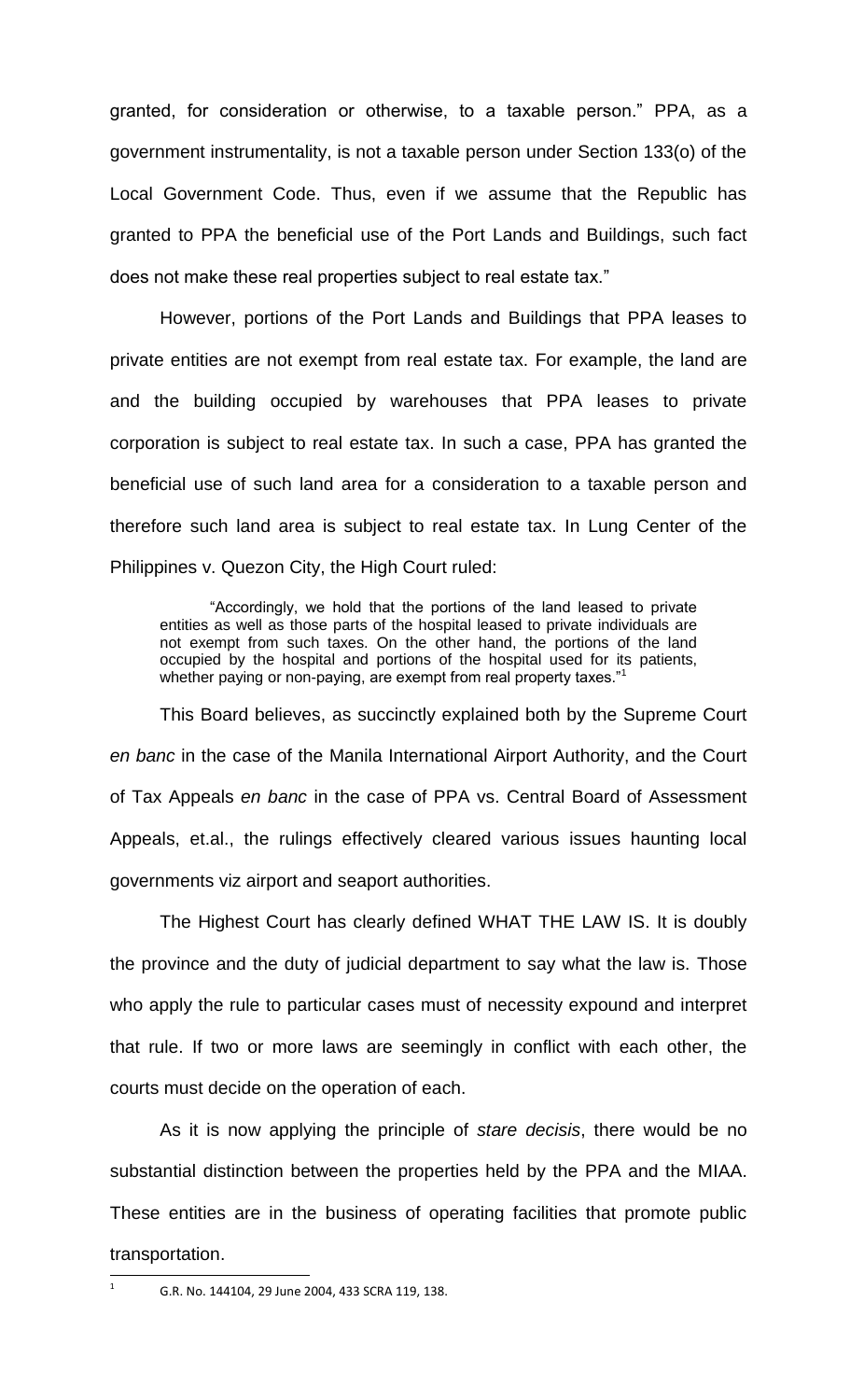granted, for consideration or otherwise, to a taxable person." PPA, as a government instrumentality, is not a taxable person under Section 133(o) of the Local Government Code. Thus, even if we assume that the Republic has granted to PPA the beneficial use of the Port Lands and Buildings, such fact does not make these real properties subject to real estate tax."

However, portions of the Port Lands and Buildings that PPA leases to private entities are not exempt from real estate tax. For example, the land are and the building occupied by warehouses that PPA leases to private corporation is subject to real estate tax. In such a case, PPA has granted the beneficial use of such land area for a consideration to a taxable person and therefore such land area is subject to real estate tax. In Lung Center of the Philippines v. Quezon City, the High Court ruled:

> "Accordingly, we hold that the portions of the land leased to private entities as well as those parts of the hospital leased to private individuals are not exempt from such taxes. On the other hand, the portions of the land occupied by the hospital and portions of the hospital used for its patients, whether paying or non-paying, are exempt from real property taxes."[1]

This Board believes, as succinctly explained both by the Supreme Court *en banc* in the case of the Manila International Airport Authority, and the Court of Tax Appeals *en banc* in the case of PPA vs. Central Board of Assessment Appeals, et.al., the rulings effectively cleared various issues haunting local governments viz airport and seaport authorities.

The Highest Court has clearly defined WHAT THE LAW IS. It is doubly the province and the duty of judicial department to say what the law is. Those who apply the rule to particular cases must of necessity expound and interpret that rule. If two or more laws are seemingly in conflict with each other, the courts must decide on the operation of each.

As it is now applying the principle of *stare decisis*, there would be no substantial distinction between the properties held by the PPA and the MIAA. These entities are in the business of operating facilities that promote public transportation.

---

[1] G.R. No. 144104, 29 June 2004, 433 SCRA 119, 138.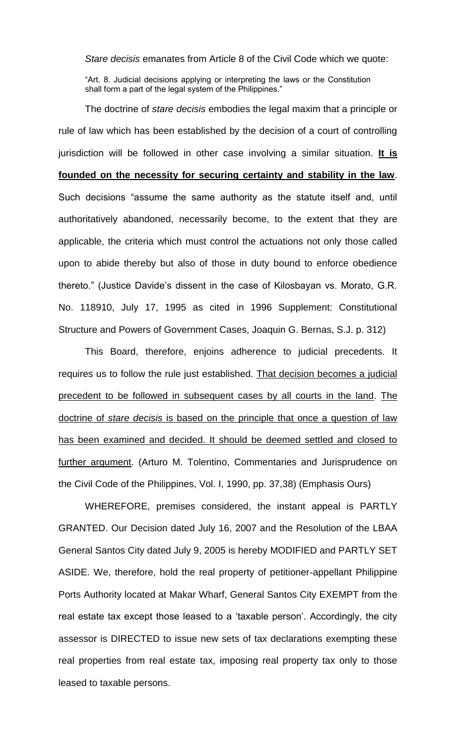*Stare decisis* emanates from Article 8 of the Civil Code which we quote:

> "Art. 8. Judicial decisions applying or interpreting the laws or the Constitution shall form a part of the legal system of the Philippines."

The doctrine of *stare decisis* embodies the legal maxim that a principle or rule of law which has been established by the decision of a court of controlling jurisdiction will be followed in other case involving a similar situation. **It is founded on the necessity for securing certainty and stability in the law**. Such decisions "assume the same authority as the statute itself and, until authoritatively abandoned, necessarily become, to the extent that they are applicable, the criteria which must control the actuations not only those called upon to abide thereby but also of those in duty bound to enforce obedience thereto." (Justice Davide's dissent in the case of Kilosbayan vs. Morato, G.R. No. 118910, July 17, 1995 as cited in 1996 Supplement: Constitutional Structure and Powers of Government Cases, Joaquin G. Bernas, S.J. p. 312)

This Board, therefore, enjoins adherence to judicial precedents. It requires us to follow the rule just established. That decision becomes a judicial precedent to be followed in subsequent cases by all courts in the land. The doctrine of *stare decisis* is based on the principle that once a question of law has been examined and decided. It should be deemed settled and closed to further argument. (Arturo M. Tolentino, Commentaries and Jurisprudence on the Civil Code of the Philippines, Vol. I, 1990, pp. 37,38) (Emphasis Ours)

WHEREFORE, premises considered, the instant appeal is PARTLY GRANTED. Our Decision dated July 16, 2007 and the Resolution of the LBAA General Santos City dated July 9, 2005 is hereby MODIFIED and PARTLY SET ASIDE. We, therefore, hold the real property of petitioner-appellant Philippine Ports Authority located at Makar Wharf, General Santos City EXEMPT from the real estate tax except those leased to a 'taxable person'. Accordingly, the city assessor is DIRECTED to issue new sets of tax declarations exempting these real properties from real estate tax, imposing real property tax only to those leased to taxable persons.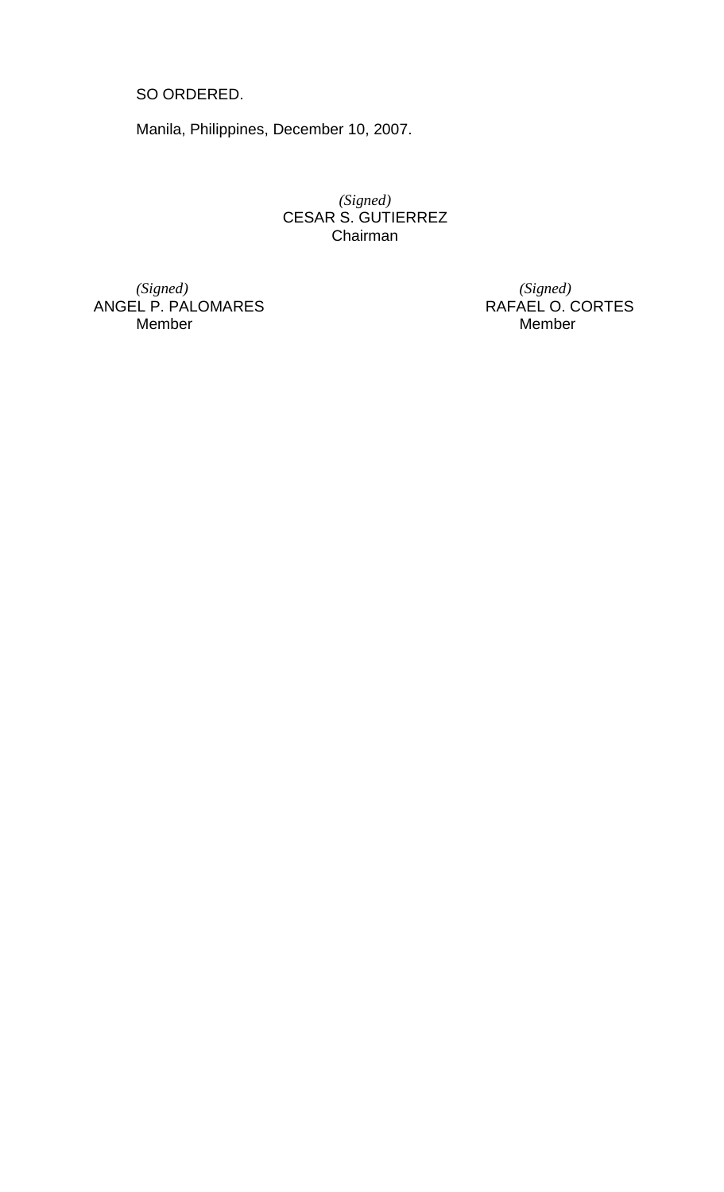SO ORDERED.

Manila, Philippines, December 10, 2007.

*(Signed)*
CESAR S. GUTIERREZ
Chairman

*(Signed)*
ANGEL P. PALOMARES
Member

*(Signed)*
RAFAEL O. CORTES
Member